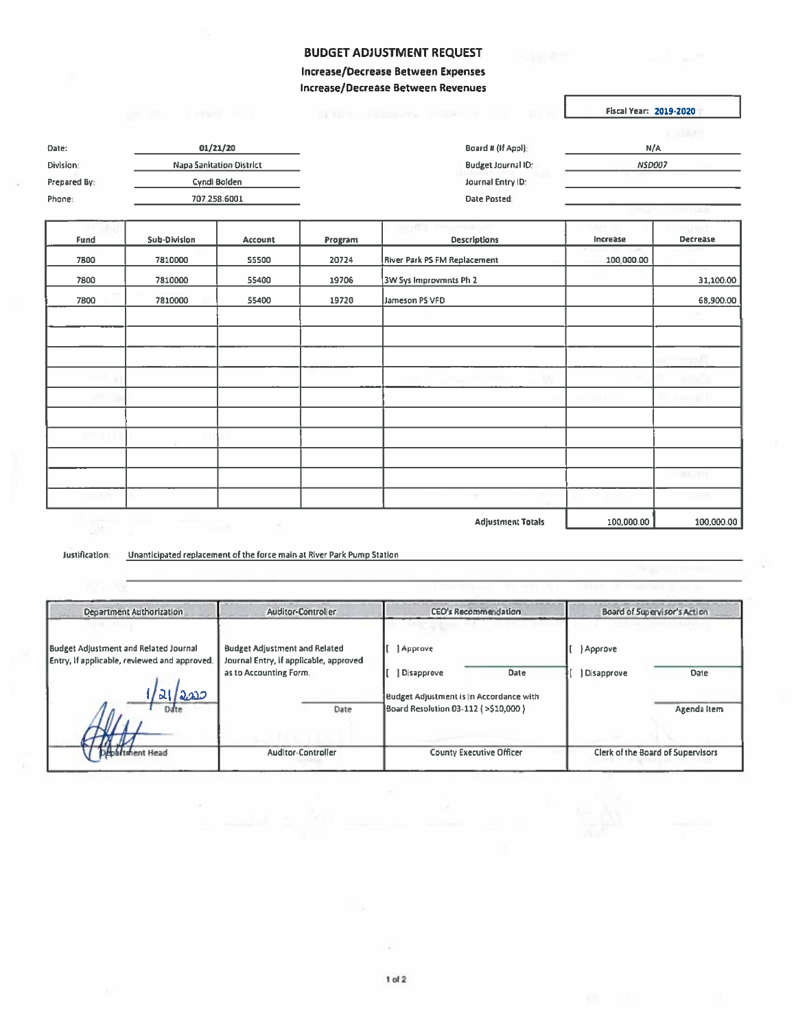# BUDGET ADJUSTMENT REQUEST

**Increase/Decrease Between Expenses**

**Increase/Decrease Between Revenues**

**Fiscal Year: 2019-2020**

| | | | |
|---|---|---|---|
| Date: | 01/21/20 | Board # (If Appl): | N/A |
| Division: | Napa Sanitation District | Budget Journal ID: | *NSD007* |
| Prepared By: | Cyndi Bolden | Journal Entry ID: | |
| Phone: | 707.258.6001 | Date Posted: | |

| Fund | Sub-Division | Account | Program | Descriptions | Increase | Decrease |
|---|---|---|---|---|---|---|
| 7800 | 7810000 | 55500 | 20724 | River Park PS FM Replacement | 100,000.00 | |
| 7800 | 7810000 | 55400 | 19706 | 3W Sys Improvmnts Ph 2 | | 31,100.00 |
| 7800 | 7810000 | 55400 | 19720 | Jameson PS VFD | | 68,900.00 |
| | | | | **Adjustment Totals** | 100,000.00 | 100,000.00 |

Justification: Unanticipated replacement of the force main at River Park Pump Station

| Department Authorization | Auditor-Controller | CEO's Recommendation | Board of Supervisor's Action |
|---|---|---|---|
| Budget Adjustment and Related Journal Entry, if applicable, reviewed and approved. | Budget Adjustment and Related Journal Entry, if applicable, approved as to Accounting Form. | [ ] Approve<br>[ ] Disapprove &nbsp;&nbsp; Date<br>Budget Adjustment is in Accordance with Board Resolution 03-112 ( >$10,000 ) | [ ] Approve<br>[ ] Disapprove &nbsp;&nbsp; Date<br>Agenda Item |
| 1/21/2020<br>Date | Date | | |
| Department Head | Auditor-Controller | County Executive Officer | Clerk of the Board of Supervisors |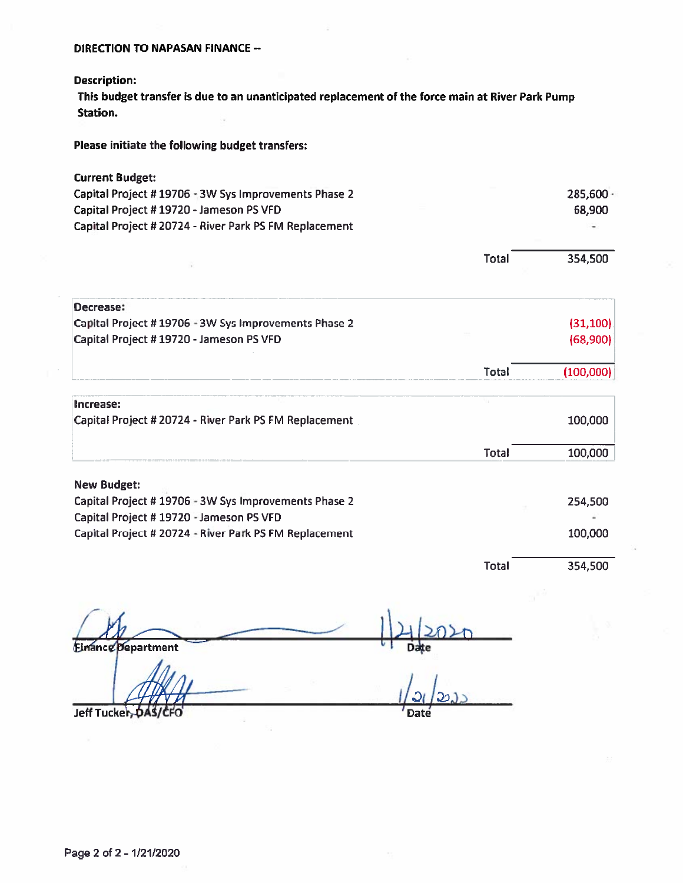**DIRECTION TO NAPASAN FINANCE --**

**Description:**

**This budget transfer is due to an unanticipated replacement of the force main at River Park Pump Station.**

**Please initiate the following budget transfers:**

**Current Budget:**

| | | |
|---|---|---|
| Capital Project # 19706 - 3W Sys Improvements Phase 2 | | 285,600 |
| Capital Project # 19720 - Jameson PS VFD | | 68,900 |
| Capital Project # 20724 - River Park PS FM Replacement | | - |
| | Total | 354,500 |

**Decrease:**

| | | |
|---|---|---|
| Capital Project # 19706 - 3W Sys Improvements Phase 2 | | (31,100) |
| Capital Project # 19720 - Jameson PS VFD | | (68,900) |
| | Total | (100,000) |

**Increase:**

| | | |
|---|---|---|
| Capital Project # 20724 - River Park PS FM Replacement | | 100,000 |
| | Total | 100,000 |

**New Budget:**

| | | |
|---|---|---|
| Capital Project # 19706 - 3W Sys Improvements Phase 2 | | 254,500 |
| Capital Project # 19720 - Jameson PS VFD | | - |
| Capital Project # 20724 - River Park PS FM Replacement | | 100,000 |
| | Total | 354,500 |

Finance Department ____________ Date 1/24/2020

Jeff Tucker, DAS/CFO ____________ Date 1/21/2020